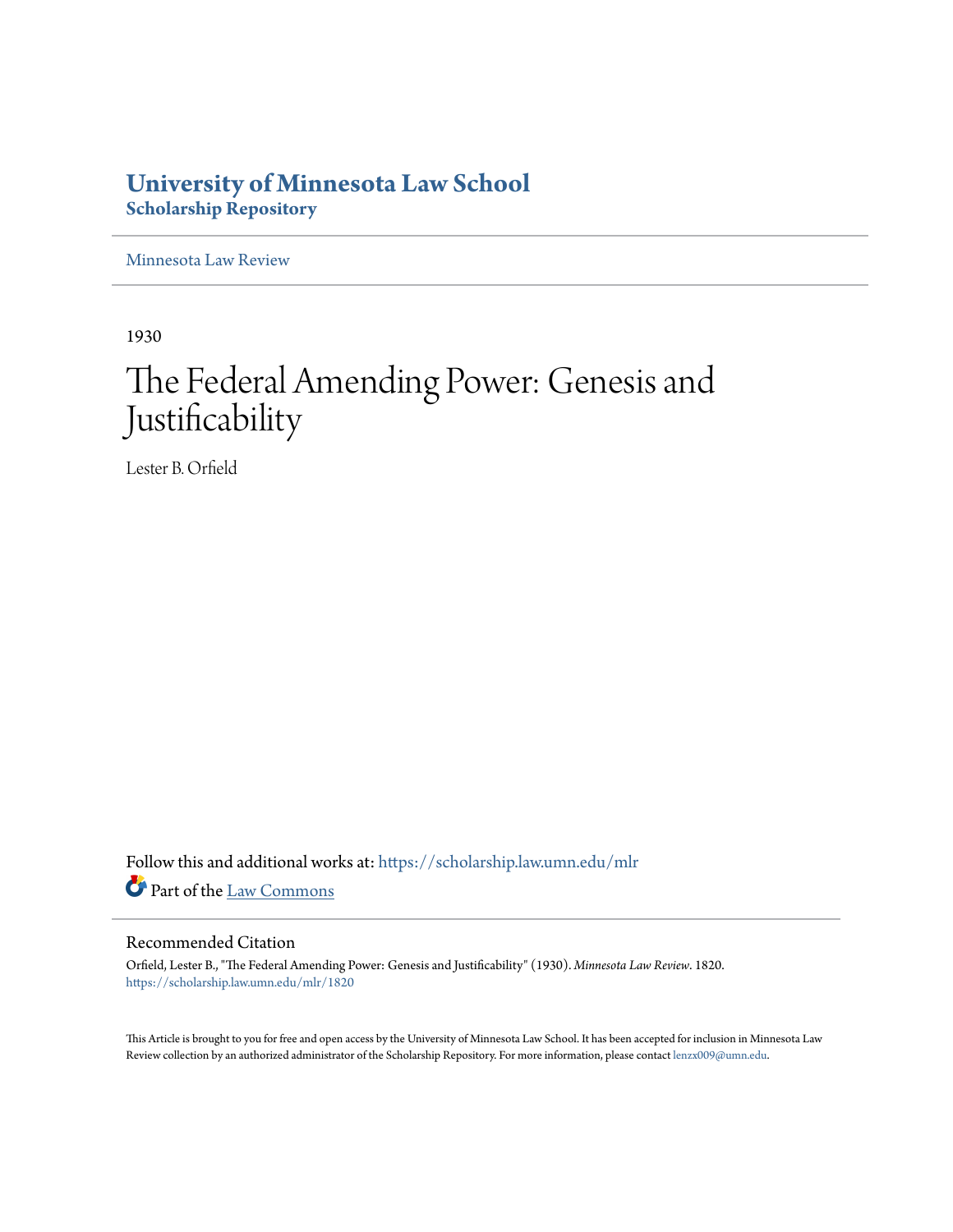# University of Minnesota Law School
## Scholarship Repository

Minnesota Law Review

1930

# The Federal Amending Power: Genesis and Justificability

Lester B. Orfield

Follow this and additional works at: https://scholarship.law.umn.edu/mlr

Part of the Law Commons

### Recommended Citation

Orfield, Lester B., "The Federal Amending Power: Genesis and Justificability" (1930). *Minnesota Law Review*. 1820.
https://scholarship.law.umn.edu/mlr/1820

This Article is brought to you for free and open access by the University of Minnesota Law School. It has been accepted for inclusion in Minnesota Law Review collection by an authorized administrator of the Scholarship Repository. For more information, please contact lenzx009@umn.edu.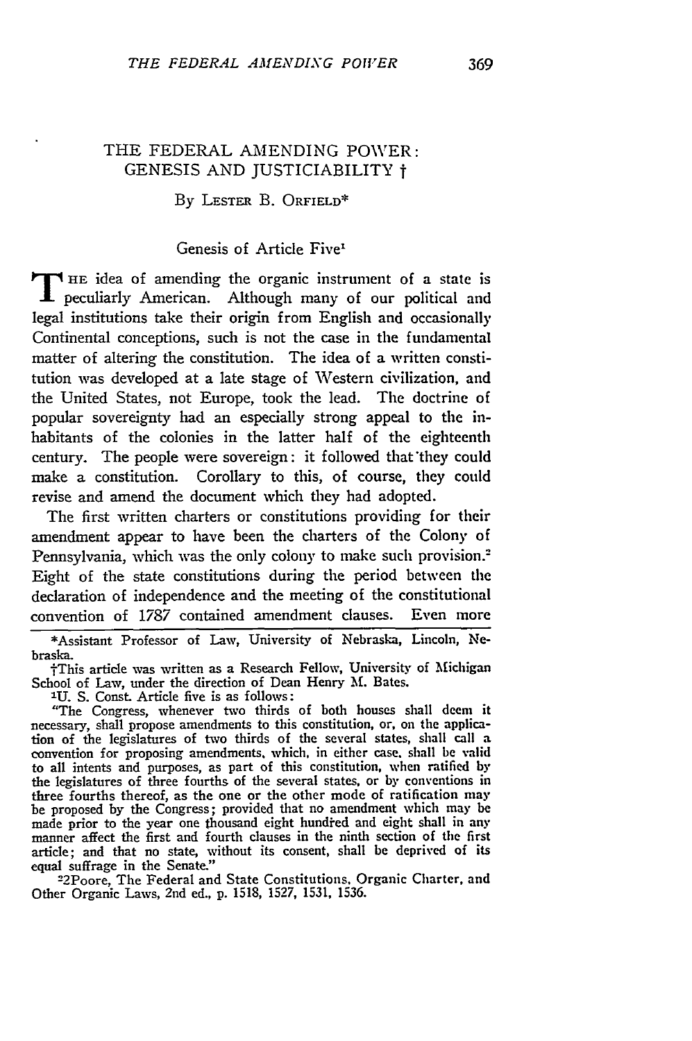# THE FEDERAL AMENDING POWER: GENESIS AND JUSTICIABILITY †

By LESTER B. ORFIELD*

## Genesis of Article Five[1]

THE idea of amending the organic instrument of a state is peculiarly American. Although many of our political and legal institutions take their origin from English and occasionally Continental conceptions, such is not the case in the fundamental matter of altering the constitution. The idea of a written constitution was developed at a late stage of Western civilization, and the United States, not Europe, took the lead. The doctrine of popular sovereignty had an especially strong appeal to the inhabitants of the colonies in the latter half of the eighteenth century. The people were sovereign: it followed that they could make a constitution. Corollary to this, of course, they could revise and amend the document which they had adopted.

The first written charters or constitutions providing for their amendment appear to have been the charters of the Colony of Pennsylvania, which was the only colony to make such provision.[2] Eight of the state constitutions during the period between the declaration of independence and the meeting of the constitutional convention of 1787 contained amendment clauses. Even more

---

*Assistant Professor of Law, University of Nebraska, Lincoln, Nebraska.

†This article was written as a Research Fellow, University of Michigan School of Law, under the direction of Dean Henry M. Bates.

[1]U. S. Const. Article five is as follows:

"The Congress, whenever two thirds of both houses shall deem it necessary, shall propose amendments to this constitution, or, on the application of the legislatures of two thirds of the several states, shall call a convention for proposing amendments, which, in either case, shall be valid to all intents and purposes, as part of this constitution, when ratified by the legislatures of three fourths of the several states, or by conventions in three fourths thereof, as the one or the other mode of ratification may be proposed by the Congress; provided that no amendment which may be made prior to the year one thousand eight hundred and eight shall in any manner affect the first and fourth clauses in the ninth section of the first article; and that no state, without its consent, shall be deprived of its equal suffrage in the Senate."

[2]2Poore, The Federal and State Constitutions, Organic Charter, and Other Organic Laws, 2nd ed., p. 1518, 1527, 1531, 1536.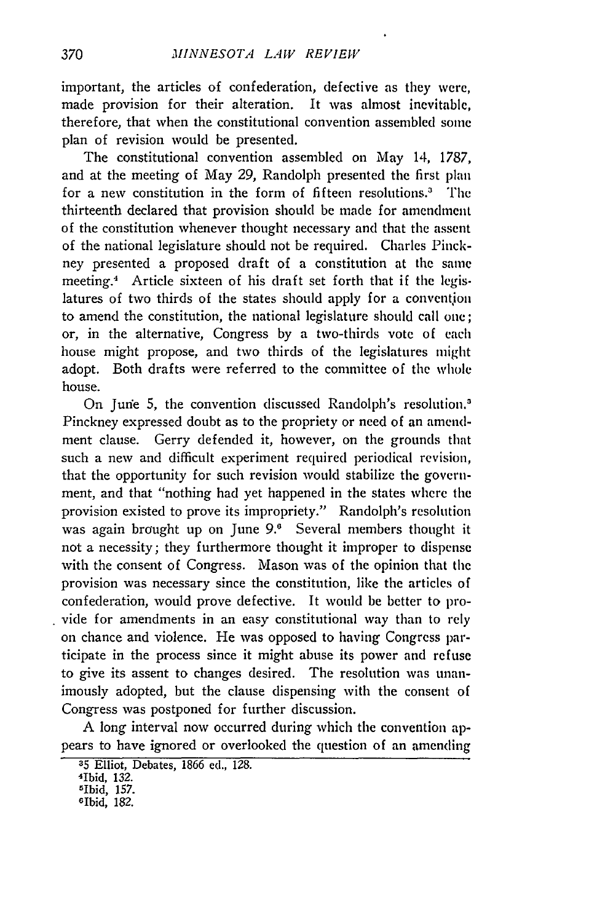important, the articles of confederation, defective as they were, made provision for their alteration. It was almost inevitable, therefore, that when the constitutional convention assembled some plan of revision would be presented.

The constitutional convention assembled on May 14, 1787, and at the meeting of May 29, Randolph presented the first plan for a new constitution in the form of fifteen resolutions.[3] The thirteenth declared that provision should be made for amendment of the constitution whenever thought necessary and that the assent of the national legislature should not be required. Charles Pinckney presented a proposed draft of a constitution at the same meeting.[4] Article sixteen of his draft set forth that if the legislatures of two thirds of the states should apply for a convention to amend the constitution, the national legislature should call one; or, in the alternative, Congress by a two-thirds vote of each house might propose, and two thirds of the legislatures might adopt. Both drafts were referred to the committee of the whole house.

On June 5, the convention discussed Randolph's resolution.[5] Pinckney expressed doubt as to the propriety or need of an amendment clause. Gerry defended it, however, on the grounds that such a new and difficult experiment required periodical revision, that the opportunity for such revision would stabilize the government, and that "nothing had yet happened in the states where the provision existed to prove its impropriety." Randolph's resolution was again brought up on June 9.[6] Several members thought it not a necessity; they furthermore thought it improper to dispense with the consent of Congress. Mason was of the opinion that the provision was necessary since the constitution, like the articles of confederation, would prove defective. It would be better to provide for amendments in an easy constitutional way than to rely on chance and violence. He was opposed to having Congress participate in the process since it might abuse its power and refuse to give its assent to changes desired. The resolution was unanimously adopted, but the clause dispensing with the consent of Congress was postponed for further discussion.

A long interval now occurred during which the convention appears to have ignored or overlooked the question of an amending

---

[3] 5 Elliot, Debates, 1866 ed., 128.

[4] Ibid, 132.

[5] Ibid, 157.

[6] Ibid, 182.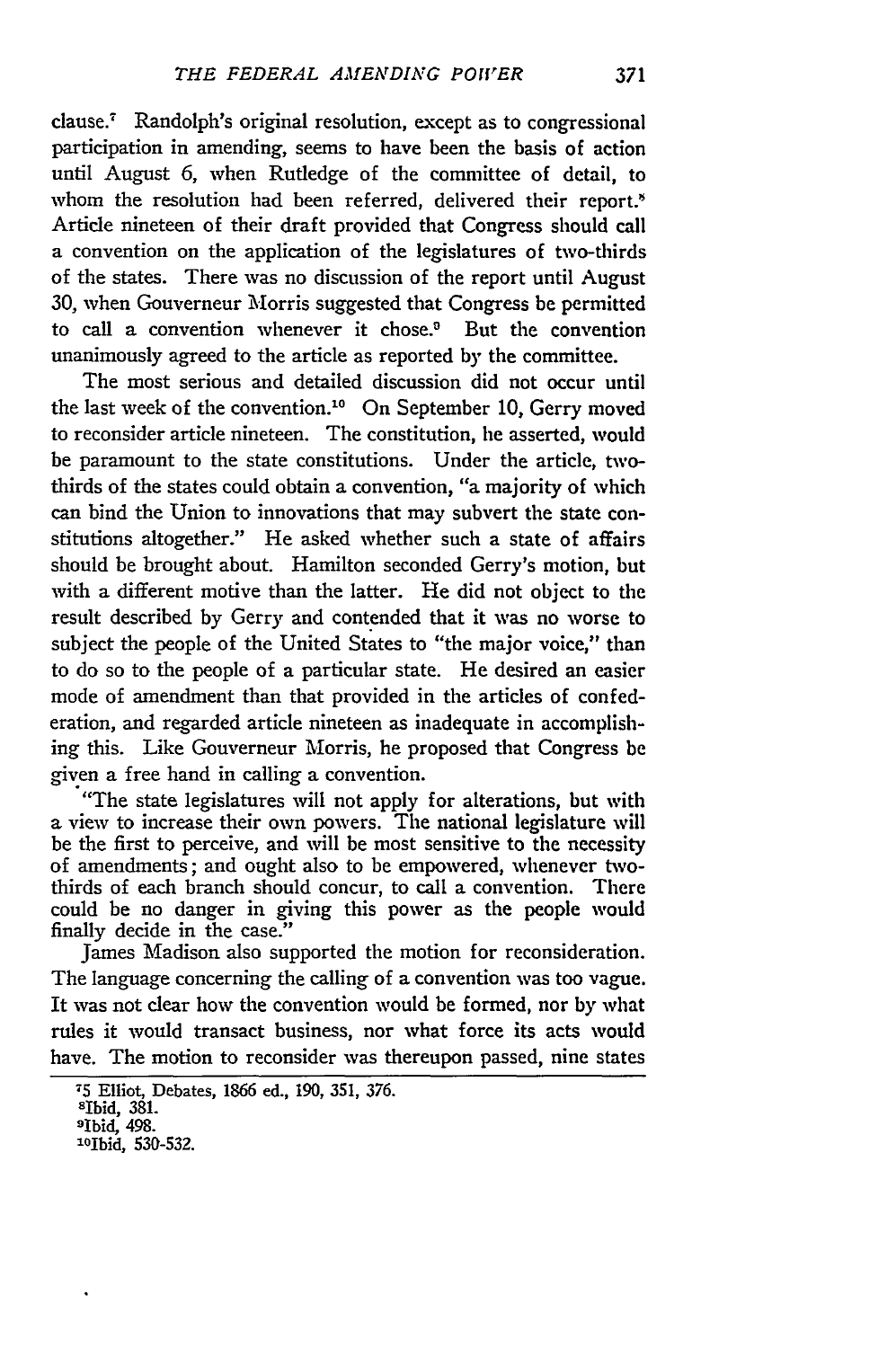clause.[7] Randolph's original resolution, except as to congressional participation in amending, seems to have been the basis of action until August 6, when Rutledge of the committee of detail, to whom the resolution had been referred, delivered their report.[8] Article nineteen of their draft provided that Congress should call a convention on the application of the legislatures of two-thirds of the states. There was no discussion of the report until August 30, when Gouverneur Morris suggested that Congress be permitted to call a convention whenever it chose.[9] But the convention unanimously agreed to the article as reported by the committee.

The most serious and detailed discussion did not occur until the last week of the convention.[10] On September 10, Gerry moved to reconsider article nineteen. The constitution, he asserted, would be paramount to the state constitutions. Under the article, two-thirds of the states could obtain a convention, "a majority of which can bind the Union to innovations that may subvert the state constitutions altogether." He asked whether such a state of affairs should be brought about. Hamilton seconded Gerry's motion, but with a different motive than the latter. He did not object to the result described by Gerry and contended that it was no worse to subject the people of the United States to "the major voice," than to do so to the people of a particular state. He desired an easier mode of amendment than that provided in the articles of confederation, and regarded article nineteen as inadequate in accomplishing this. Like Gouverneur Morris, he proposed that Congress be given a free hand in calling a convention.

"The state legislatures will not apply for alterations, but with a view to increase their own powers. The national legislature will be the first to perceive, and will be most sensitive to the necessity of amendments; and ought also to be empowered, whenever two-thirds of each branch should concur, to call a convention. There could be no danger in giving this power as the people would finally decide in the case."

James Madison also supported the motion for reconsideration. The language concerning the calling of a convention was too vague. It was not clear how the convention would be formed, nor by what rules it would transact business, nor what force its acts would have. The motion to reconsider was thereupon passed, nine states

---

[7] 5 Elliot, Debates, 1866 ed., 190, 351, 376.
[8] Ibid, 381.
[9] Ibid, 498.
[10] Ibid, 530-532.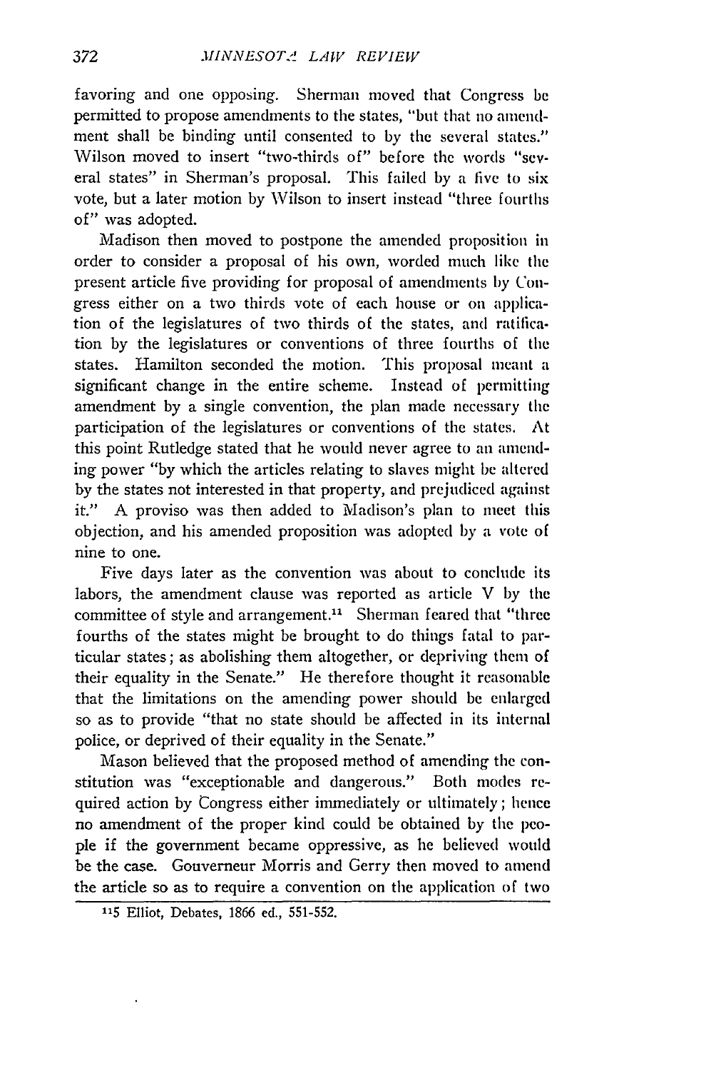favoring and one opposing. Sherman moved that Congress be permitted to propose amendments to the states, "but that no amendment shall be binding until consented to by the several states." Wilson moved to insert "two-thirds of" before the words "several states" in Sherman's proposal. This failed by a five to six vote, but a later motion by Wilson to insert instead "three fourths of" was adopted.

Madison then moved to postpone the amended proposition in order to consider a proposal of his own, worded much like the present article five providing for proposal of amendments by Congress either on a two thirds vote of each house or on application of the legislatures of two thirds of the states, and ratification by the legislatures or conventions of three fourths of the states. Hamilton seconded the motion. This proposal meant a significant change in the entire scheme. Instead of permitting amendment by a single convention, the plan made necessary the participation of the legislatures or conventions of the states. At this point Rutledge stated that he would never agree to an amending power "by which the articles relating to slaves might be altered by the states not interested in that property, and prejudiced against it." A proviso was then added to Madison's plan to meet this objection, and his amended proposition was adopted by a vote of nine to one.

Five days later as the convention was about to conclude its labors, the amendment clause was reported as article V by the committee of style and arrangement.[11] Sherman feared that "three fourths of the states might be brought to do things fatal to particular states; as abolishing them altogether, or depriving them of their equality in the Senate." He therefore thought it reasonable that the limitations on the amending power should be enlarged so as to provide "that no state should be affected in its internal police, or deprived of their equality in the Senate."

Mason believed that the proposed method of amending the constitution was "exceptionable and dangerous." Both modes required action by Congress either immediately or ultimately; hence no amendment of the proper kind could be obtained by the people if the government became oppressive, as he believed would be the case. Gouverneur Morris and Gerry then moved to amend the article so as to require a convention on the application of two

[11] 5 Elliot, Debates, 1866 ed., 551-552.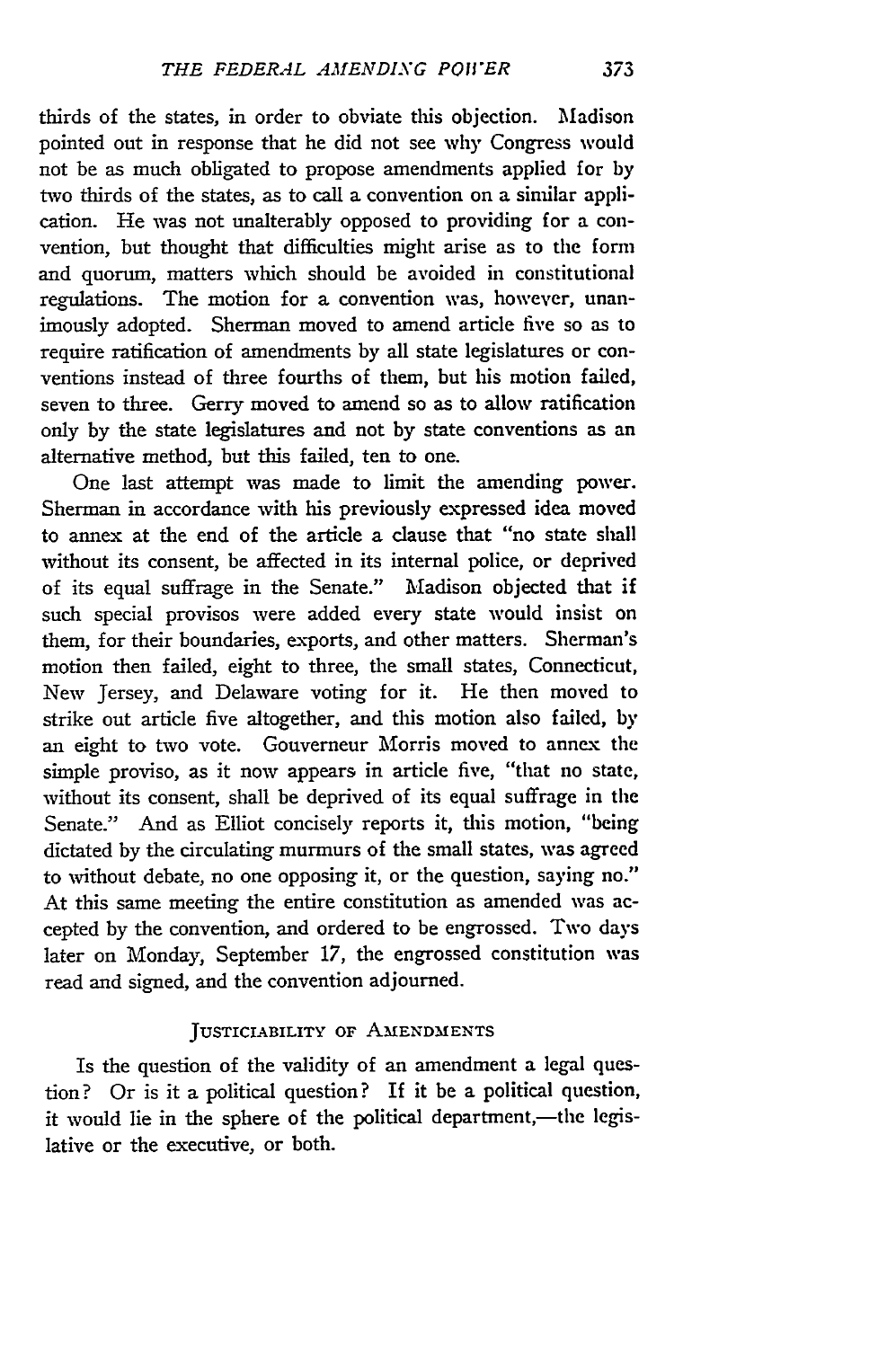thirds of the states, in order to obviate this objection. Madison pointed out in response that he did not see why Congress would not be as much obligated to propose amendments applied for by two thirds of the states, as to call a convention on a similar application. He was not unalterably opposed to providing for a convention, but thought that difficulties might arise as to the form and quorum, matters which should be avoided in constitutional regulations. The motion for a convention was, however, unanimously adopted. Sherman moved to amend article five so as to require ratification of amendments by all state legislatures or conventions instead of three fourths of them, but his motion failed, seven to three. Gerry moved to amend so as to allow ratification only by the state legislatures and not by state conventions as an alternative method, but this failed, ten to one.

One last attempt was made to limit the amending power. Sherman in accordance with his previously expressed idea moved to annex at the end of the article a clause that "no state shall without its consent, be affected in its internal police, or deprived of its equal suffrage in the Senate." Madison objected that if such special provisos were added every state would insist on them, for their boundaries, exports, and other matters. Sherman's motion then failed, eight to three, the small states, Connecticut, New Jersey, and Delaware voting for it. He then moved to strike out article five altogether, and this motion also failed, by an eight to two vote. Gouverneur Morris moved to annex the simple proviso, as it now appears in article five, "that no state, without its consent, shall be deprived of its equal suffrage in the Senate." And as Elliot concisely reports it, this motion, "being dictated by the circulating murmurs of the small states, was agreed to without debate, no one opposing it, or the question, saying no." At this same meeting the entire constitution as amended was accepted by the convention, and ordered to be engrossed. Two days later on Monday, September 17, the engrossed constitution was read and signed, and the convention adjourned.

## Justiciability of Amendments

Is the question of the validity of an amendment a legal question? Or is it a political question? If it be a political question, it would lie in the sphere of the political department,—the legislative or the executive, or both.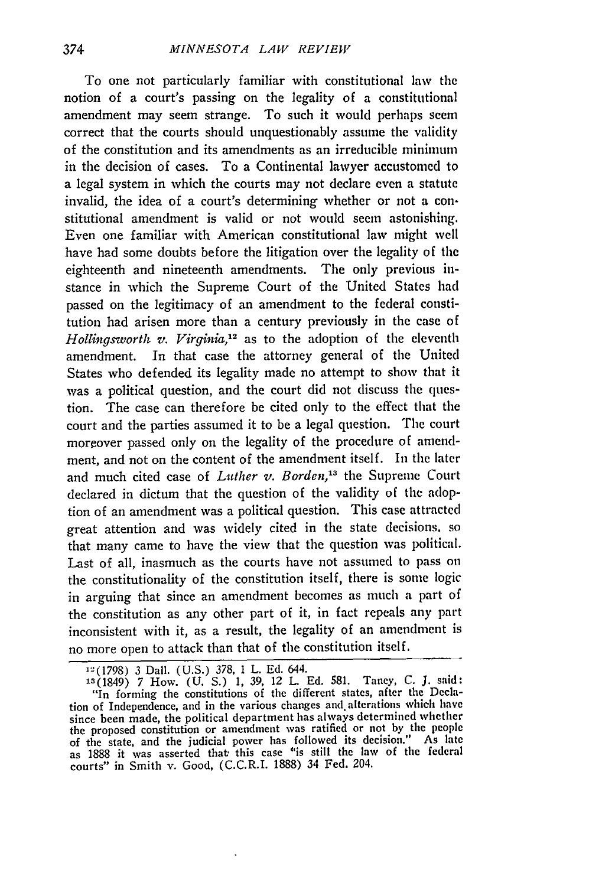To one not particularly familiar with constitutional law the notion of a court's passing on the legality of a constitutional amendment may seem strange. To such it would perhaps seem correct that the courts should unquestionably assume the validity of the constitution and its amendments as an irreducible minimum in the decision of cases. To a Continental lawyer accustomed to a legal system in which the courts may not declare even a statute invalid, the idea of a court's determining whether or not a constitutional amendment is valid or not would seem astonishing. Even one familiar with American constitutional law might well have had some doubts before the litigation over the legality of the eighteenth and nineteenth amendments. The only previous instance in which the Supreme Court of the United States had passed on the legitimacy of an amendment to the federal constitution had arisen more than a century previously in the case of *Hollingsworth v. Virginia*,[12] as to the adoption of the eleventh amendment. In that case the attorney general of the United States who defended its legality made no attempt to show that it was a political question, and the court did not discuss the question. The case can therefore be cited only to the effect that the court and the parties assumed it to be a legal question. The court moreover passed only on the legality of the procedure of amendment, and not on the content of the amendment itself. In the later and much cited case of *Luther v. Borden*,[13] the Supreme Court declared in dictum that the question of the validity of the adoption of an amendment was a political question. This case attracted great attention and was widely cited in the state decisions, so that many came to have the view that the question was political. Last of all, inasmuch as the courts have not assumed to pass on the constitutionality of the constitution itself, there is some logic in arguing that since an amendment becomes as much a part of the constitution as any other part of it, in fact repeals any part inconsistent with it, as a result, the legality of an amendment is no more open to attack than that of the constitution itself.

---

[12] (1798) 3 Dall. (U.S.) 378, 1 L. Ed. 644.

[13] (1849) 7 How. (U. S.) 1, 39, 12 L. Ed. 581. Taney, C. J. said: "In forming the constitutions of the different states, after the Declation of Independence, and in the various changes and alterations which have since been made, the political department has always determined whether the proposed constitution or amendment was ratified or not by the people of the state, and the judicial power has followed its decision." As late as 1888 it was asserted that this case "is still the law of the federal courts" in Smith v. Good, (C.C.R.I. 1888) 34 Fed. 204.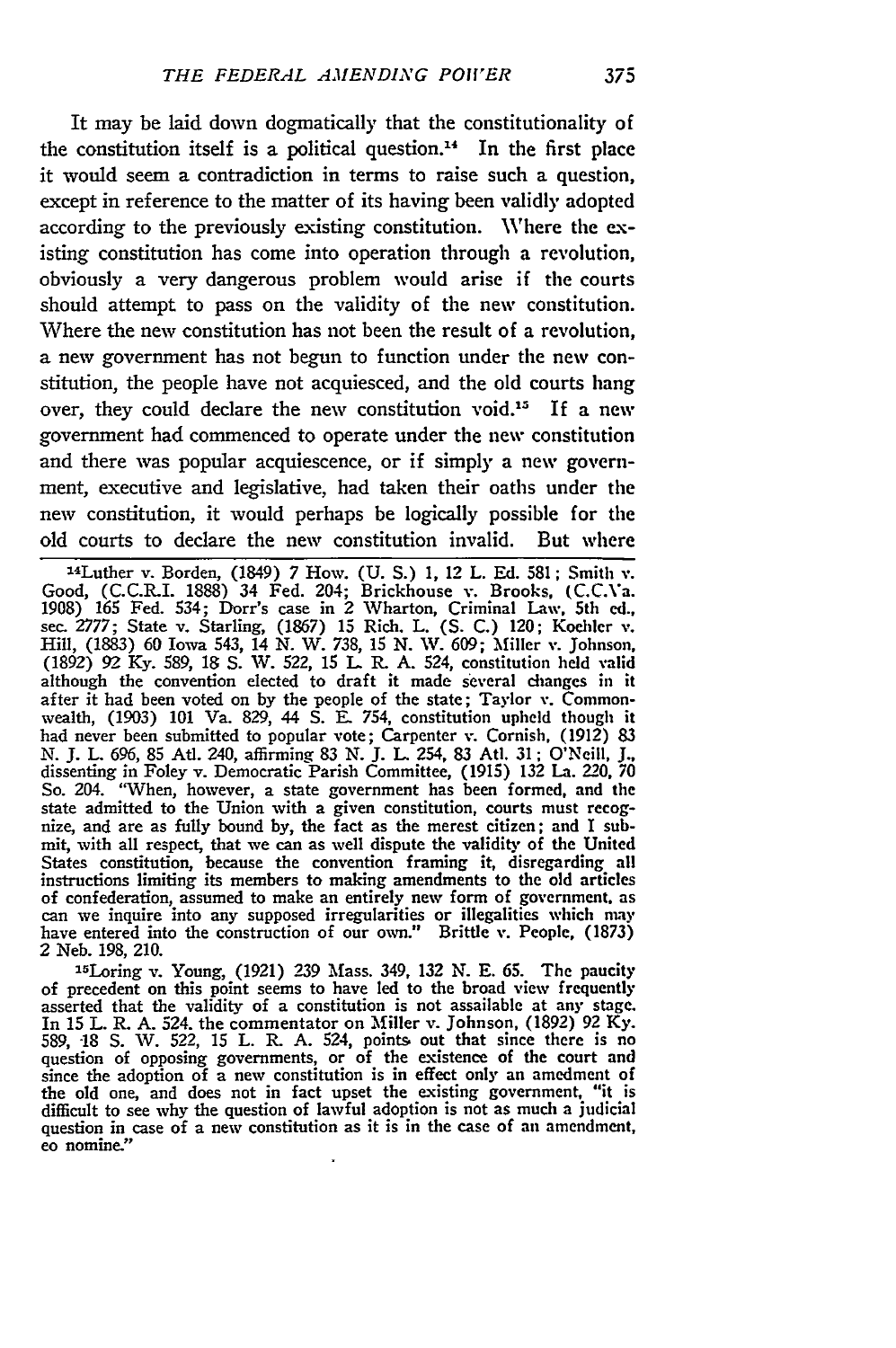It may be laid down dogmatically that the constitutionality of the constitution itself is a political question.[14] In the first place it would seem a contradiction in terms to raise such a question, except in reference to the matter of its having been validly adopted according to the previously existing constitution. Where the existing constitution has come into operation through a revolution, obviously a very dangerous problem would arise if the courts should attempt to pass on the validity of the new constitution. Where the new constitution has not been the result of a revolution, a new government has not begun to function under the new constitution, the people have not acquiesced, and the old courts hang over, they could declare the new constitution void.[15] If a new government had commenced to operate under the new constitution and there was popular acquiescence, or if simply a new government, executive and legislative, had taken their oaths under the new constitution, it would perhaps be logically possible for the old courts to declare the new constitution invalid. But where

---

[14] Luther v. Borden, (1849) 7 How. (U. S.) 1, 12 L. Ed. 581; Smith v. Good, (C.C.R.I. 1888) 34 Fed. 204; Brickhouse v. Brooks, (C.C.Va. 1908) 165 Fed. 534; Dorr's case in 2 Wharton, Criminal Law, 5th ed., sec. 2777; State v. Starling, (1867) 15 Rich. L. (S. C.) 120; Koehler v. Hill, (1883) 60 Iowa 543, 14 N. W. 738, 15 N. W. 609; Miller v. Johnson, (1892) 92 Ky. 589, 18 S. W. 522, 15 L. R. A. 524, constitution held valid although the convention elected to draft it made several changes in it after it had been voted on by the people of the state; Taylor v. Commonwealth, (1903) 101 Va. 829, 44 S. E. 754, constitution upheld though it had never been submitted to popular vote; Carpenter v. Cornish, (1912) 83 N. J. L. 696, 85 Atl. 240, affirming 83 N. J. L. 254, 83 Atl. 31; O'Neill, J., dissenting in Foley v. Democratic Parish Committee, (1915) 132 La. 220, 70 So. 204. "When, however, a state government has been formed, and the state admitted to the Union with a given constitution, courts must recognize, and are as fully bound by, the fact as the merest citizen; and I submit, with all respect, that we can as well dispute the validity of the United States constitution, because the convention framing it, disregarding all instructions limiting its members to making amendments to the old articles of confederation, assumed to make an entirely new form of government, as can we inquire into any supposed irregularities or illegalities which may have entered into the construction of our own." Brittle v. People, (1873) 2 Neb. 198, 210.

[15] Loring v. Young, (1921) 239 Mass. 349, 132 N. E. 65. The paucity of precedent on this point seems to have led to the broad view frequently asserted that the validity of a constitution is not assailable at any stage. In 15 L. R. A. 524. the commentator on Miller v. Johnson, (1892) 92 Ky. 589, 18 S. W. 522, 15 L. R. A. 524, points out that since there is no question of opposing governments, or of the existence of the court and since the adoption of a new constitution is in effect only an amedment of the old one, and does not in fact upset the existing government, "it is difficult to see why the question of lawful adoption is not as much a judicial question in case of a new constitution as it is in the case of an amendment, eo nomine."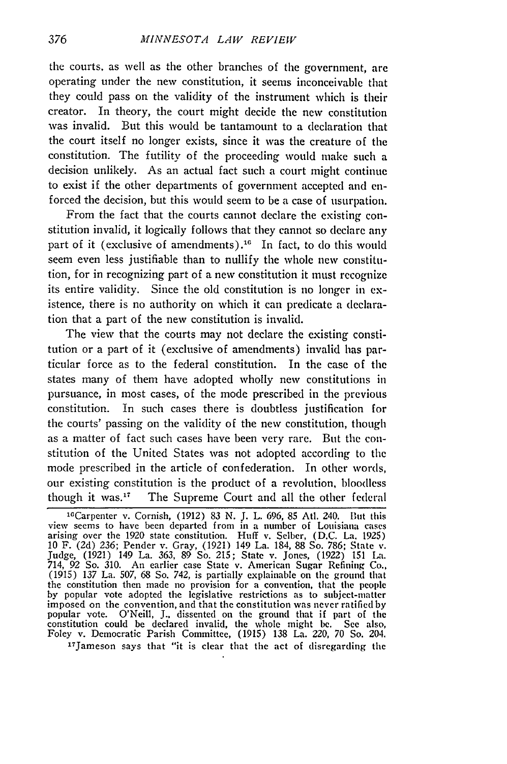the courts, as well as the other branches of the government, are operating under the new constitution, it seems inconceivable that they could pass on the validity of the instrument which is their creator. In theory, the court might decide the new constitution was invalid. But this would be tantamount to a declaration that the court itself no longer exists, since it was the creature of the constitution. The futility of the proceeding would make such a decision unlikely. As an actual fact such a court might continue to exist if the other departments of government accepted and enforced the decision, but this would seem to be a case of usurpation.

From the fact that the courts cannot declare the existing constitution invalid, it logically follows that they cannot so declare any part of it (exclusive of amendments).[16] In fact, to do this would seem even less justifiable than to nullify the whole new constitution, for in recognizing part of a new constitution it must recognize its entire validity. Since the old constitution is no longer in existence, there is no authority on which it can predicate a declaration that a part of the new constitution is invalid.

The view that the courts may not declare the existing constitution or a part of it (exclusive of amendments) invalid has particular force as to the federal constitution. In the case of the states many of them have adopted wholly new constitutions in pursuance, in most cases, of the mode prescribed in the previous constitution. In such cases there is doubtless justification for the courts' passing on the validity of the new constitution, though as a matter of fact such cases have been very rare. But the constitution of the United States was not adopted according to the mode prescribed in the article of confederation. In other words, our existing constitution is the product of a revolution, bloodless though it was.[17] The Supreme Court and all the other federal

---

[16]Carpenter v. Cornish, (1912) 83 N. J. L. 696, 85 Atl. 240. But this view seems to have been departed from in a number of Louisiana cases arising over the 1920 state constitution. Huff v. Selber, (D.C. La. 1925) 10 F. (2d) 236; Pender v. Gray, (1921) 149 La. 184, 88 So. 786; State v. Judge, (1921) 149 La. 363, 89 So. 215; State v. Jones, (1922) 151 La. 714, 92 So. 310. An earlier case State v. American Sugar Refining Co., (1915) 137 La. 507, 68 So. 742, is partially explainable on the ground that the constitution then made no provision for a convention, that the people by popular vote adopted the legislative restrictions as to subject-matter imposed on the convention, and that the constitution was never ratified by popular vote. O'Neill, J., dissented on the ground that if part of the constitution could be declared invalid, the whole might be. See also, Foley v. Democratic Parish Committee, (1915) 138 La. 220, 70 So. 204.

[17]Jameson says that "it is clear that the act of disregarding the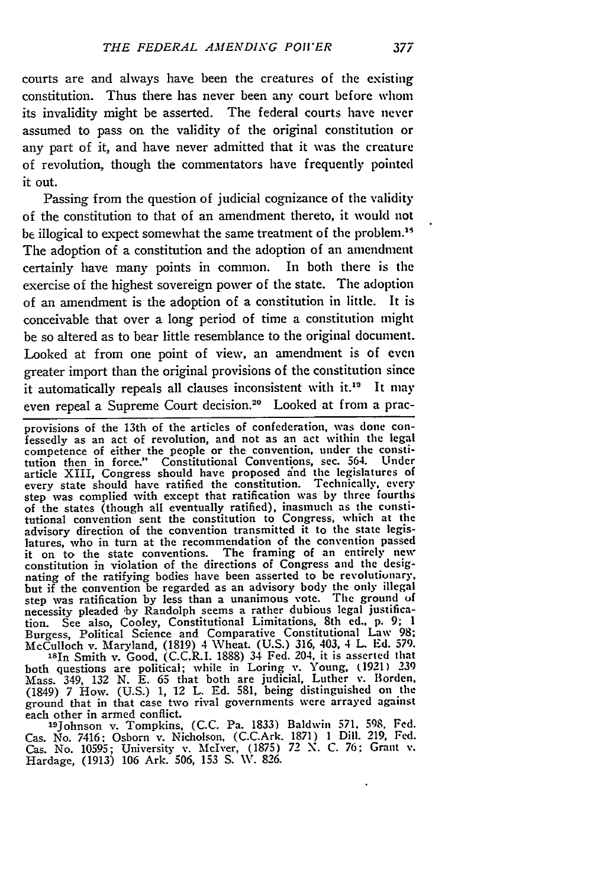courts are and always have been the creatures of the existing constitution. Thus there has never been any court before whom its invalidity might be asserted. The federal courts have never assumed to pass on the validity of the original constitution or any part of it, and have never admitted that it was the creature of revolution, though the commentators have frequently pointed it out.

Passing from the question of judicial cognizance of the validity of the constitution to that of an amendment thereto, it would not be illogical to expect somewhat the same treatment of the problem.[18] The adoption of a constitution and the adoption of an amendment certainly have many points in common. In both there is the exercise of the highest sovereign power of the state. The adoption of an amendment is the adoption of a constitution in little. It is conceivable that over a long period of time a constitution might be so altered as to bear little resemblance to the original document. Looked at from one point of view, an amendment is of even greater import than the original provisions of the constitution since it automatically repeals all clauses inconsistent with it.[19] It may even repeal a Supreme Court decision.[20] Looked at from a prac-

provisions of the 13th of the articles of confederation, was done confessedly as an act of revolution, and not as an act within the legal competence of either the people or the convention, under the constitution then in force." Constitutional Conventions, sec. 564. Under article XIII, Congress should have proposed and the legislatures of every state should have ratified the constitution. Technically, every step was complied with except that ratification was by three fourths of the states (though all eventually ratified), inasmuch as the constitutional convention sent the constitution to Congress, which at the advisory direction of the convention transmitted it to the state legislatures, who in turn at the recommendation of the convention passed it on to the state conventions. The framing of an entirely new constitution in violation of the directions of Congress and the designating of the ratifying bodies have been asserted to be revolutionary, but if the convention be regarded as an advisory body the only illegal step was ratification by less than a unanimous vote. The ground of necessity pleaded by Randolph seems a rather dubious legal justification. See also, Cooley, Constitutional Limitations, 8th ed., p. 9; 1 Burgess, Political Science and Comparative Constitutional Law 98; McCulloch v. Maryland, (1819) 4 Wheat. (U.S.) 316, 403, 4 L. Ed. 579.

[18]In Smith v. Good, (C.C.R.I. 1888) 34 Fed. 204, it is asserted that both questions are political; while in Loring v. Young, (1921) 239 Mass. 349, 132 N. E. 65 that both are judicial, Luther v. Borden, (1849) 7 How. (U.S.) 1, 12 L. Ed. 581, being distinguished on the ground that in that case two rival governments were arrayed against each other in armed conflict.

[19]Johnson v. Tompkins, (C.C. Pa. 1833) Baldwin 571, 598, Fed. Cas. No. 7416; Osborn v. Nicholson, (C.C.Ark. 1871) 1 Dill. 219, Fed. Cas. No. 10595; University v. McIver, (1875) 72 N. C. 76; Grant v. Hardage, (1913) 106 Ark. 506, 153 S. W. 826.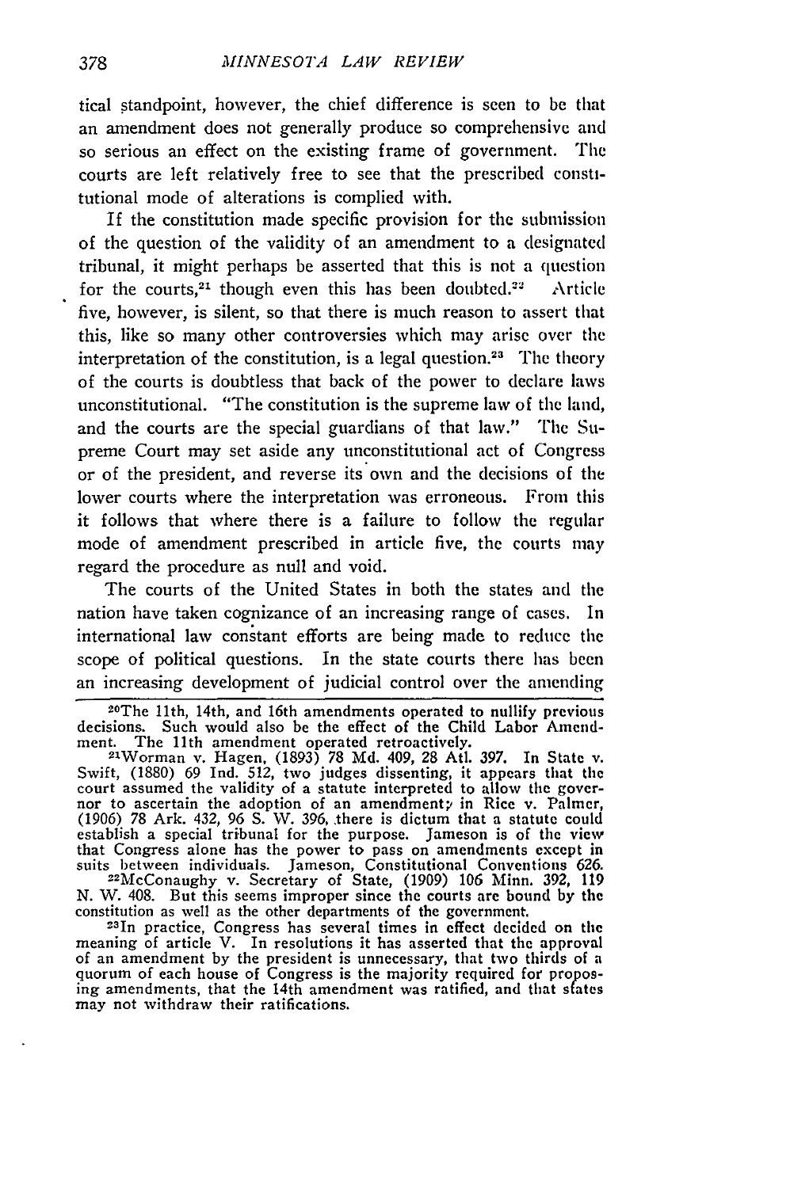tical standpoint, however, the chief difference is seen to be that an amendment does not generally produce so comprehensive and so serious an effect on the existing frame of government. The courts are left relatively free to see that the prescribed constitutional mode of alterations is complied with.

If the constitution made specific provision for the submission of the question of the validity of an amendment to a designated tribunal, it might perhaps be asserted that this is not a question for the courts,[21] though even this has been doubted.[22] Article five, however, is silent, so that there is much reason to assert that this, like so many other controversies which may arise over the interpretation of the constitution, is a legal question.[23] The theory of the courts is doubtless that back of the power to declare laws unconstitutional. "The constitution is the supreme law of the land, and the courts are the special guardians of that law." The Supreme Court may set aside any unconstitutional act of Congress or of the president, and reverse its own and the decisions of the lower courts where the interpretation was erroneous. From this it follows that where there is a failure to follow the regular mode of amendment prescribed in article five, the courts may regard the procedure as null and void.

The courts of the United States in both the states and the nation have taken cognizance of an increasing range of cases. In international law constant efforts are being made to reduce the scope of political questions. In the state courts there has been an increasing development of judicial control over the amending

---

[20]The 11th, 14th, and 16th amendments operated to nullify previous decisions. Such would also be the effect of the Child Labor Amendment. The 11th amendment operated retroactively.

[21]Worman v. Hagen, (1893) 78 Md. 409, 28 Atl. 397. In State v. Swift, (1880) 69 Ind. 512, two judges dissenting, it appears that the court assumed the validity of a statute interpreted to allow the governor to ascertain the adoption of an amendment; in Rice v. Palmer, (1906) 78 Ark. 432, 96 S. W. 396, there is dictum that a statute could establish a special tribunal for the purpose. Jameson is of the view that Congress alone has the power to pass on amendments except in suits between individuals. Jameson, Constitutional Conventions 626.

[22]McConaughy v. Secretary of State, (1909) 106 Minn. 392, 119 N. W. 408. But this seems improper since the courts are bound by the constitution as well as the other departments of the government.

[23]In practice, Congress has several times in effect decided on the meaning of article V. In resolutions it has asserted that the approval of an amendment by the president is unnecessary, that two thirds of a quorum of each house of Congress is the majority required for proposing amendments, that the 14th amendment was ratified, and that states may not withdraw their ratifications.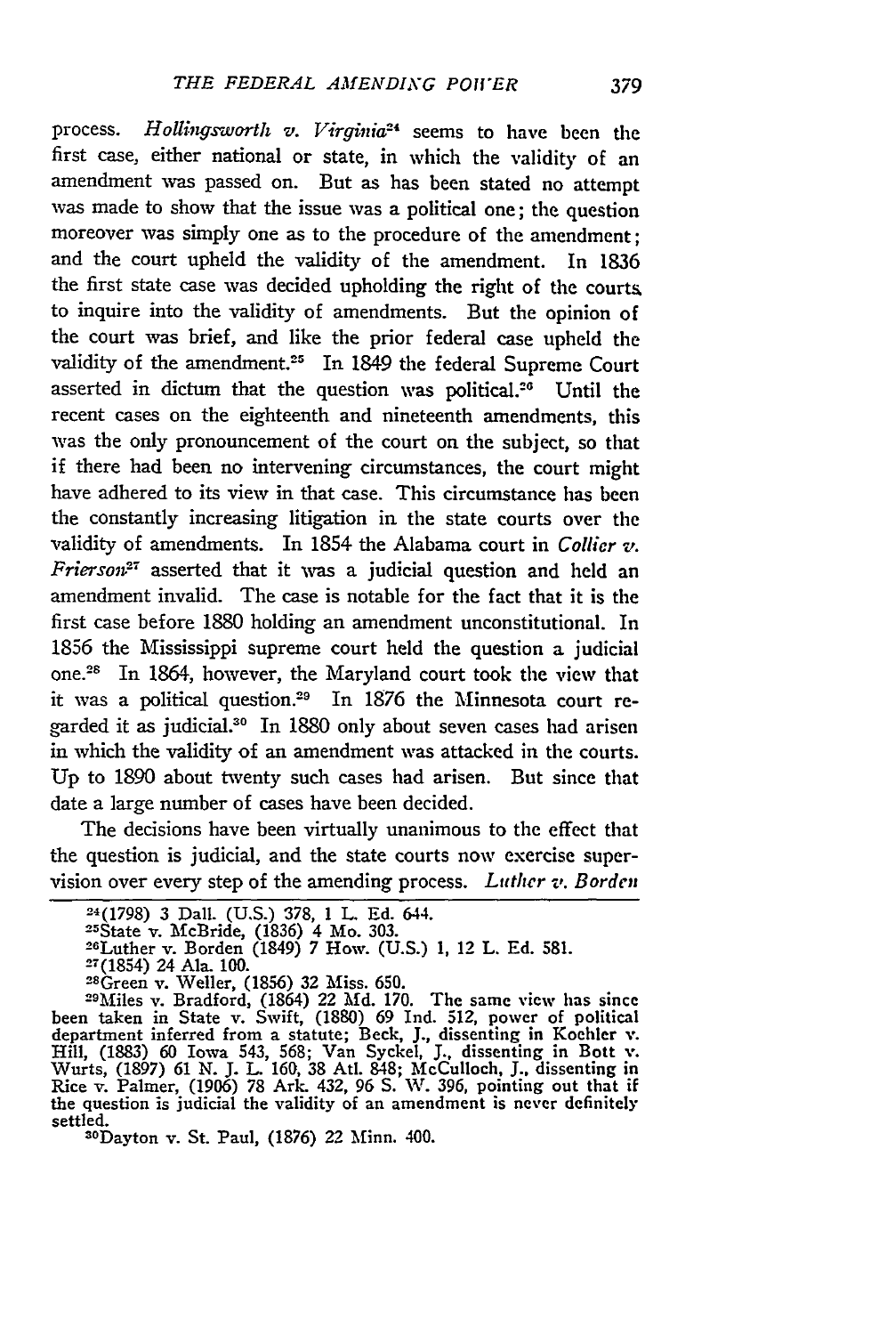process. *Hollingsworth v. Virginia*[24] seems to have been the first case, either national or state, in which the validity of an amendment was passed on. But as has been stated no attempt was made to show that the issue was a political one; the question moreover was simply one as to the procedure of the amendment; and the court upheld the validity of the amendment. In 1836 the first state case was decided upholding the right of the courts to inquire into the validity of amendments. But the opinion of the court was brief, and like the prior federal case upheld the validity of the amendment.[25] In 1849 the federal Supreme Court asserted in dictum that the question was political.[26] Until the recent cases on the eighteenth and nineteenth amendments, this was the only pronouncement of the court on the subject, so that if there had been no intervening circumstances, the court might have adhered to its view in that case. This circumstance has been the constantly increasing litigation in the state courts over the validity of amendments. In 1854 the Alabama court in *Collier v. Frierson*[27] asserted that it was a judicial question and held an amendment invalid. The case is notable for the fact that it is the first case before 1880 holding an amendment unconstitutional. In 1856 the Mississippi supreme court held the question a judicial one.[28] In 1864, however, the Maryland court took the view that it was a political question.[29] In 1876 the Minnesota court regarded it as judicial.[30] In 1880 only about seven cases had arisen in which the validity of an amendment was attacked in the courts. Up to 1890 about twenty such cases had arisen. But since that date a large number of cases have been decided.

The decisions have been virtually unanimous to the effect that the question is judicial, and the state courts now exercise supervision over every step of the amending process. *Luther v. Borden*

[24](1798) 3 Dall. (U.S.) 378, 1 L. Ed. 644.

[25]State v. McBride, (1836) 4 Mo. 303.

[26]Luther v. Borden (1849) 7 How. (U.S.) 1, 12 L. Ed. 581.

[27](1854) 24 Ala. 100.

[28]Green v. Weller, (1856) 32 Miss. 650.

[29]Miles v. Bradford, (1864) 22 Md. 170. The same view has since been taken in State v. Swift, (1880) 69 Ind. 512, power of political department inferred from a statute; Beck, J., dissenting in Koehler v. Hill, (1883) 60 Iowa 543, 568; Van Syckel, J., dissenting in Bott v. Wurts, (1897) 61 N. J. L. 160, 38 Atl. 848; McCulloch, J., dissenting in Rice v. Palmer, (1906) 78 Ark. 432, 96 S. W. 396, pointing out that if the question is judicial the validity of an amendment is never definitely settled.

[30]Dayton v. St. Paul, (1876) 22 Minn. 400.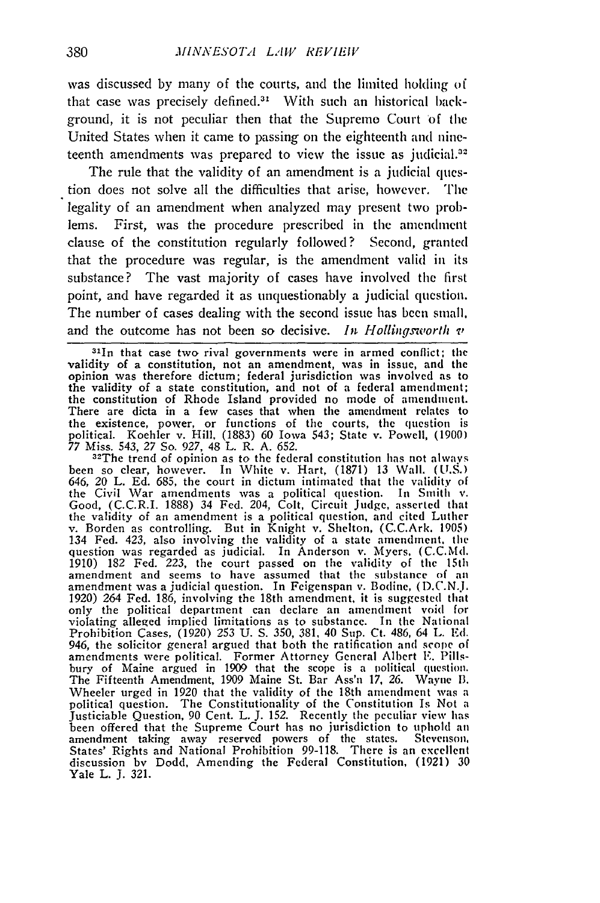was discussed by many of the courts, and the limited holding of that case was precisely defined.[31] With such an historical background, it is not peculiar then that the Supreme Court of the United States when it came to passing on the eighteenth and nineteenth amendments was prepared to view the issue as judicial.[32]

The rule that the validity of an amendment is a judicial question does not solve all the difficulties that arise, however. The legality of an amendment when analyzed may present two problems. First, was the procedure prescribed in the amendment clause of the constitution regularly followed? Second, granted that the procedure was regular, is the amendment valid in its substance? The vast majority of cases have involved the first point, and have regarded it as unquestionably a judicial question. The number of cases dealing with the second issue has been small, and the outcome has not been so decisive. *In Hollingsworth v*

[31]In that case two rival governments were in armed conflict; the validity of a constitution, not an amendment, was in issue, and the opinion was therefore dictum; federal jurisdiction was involved as to the validity of a state constitution, and not of a federal amendment; the constitution of Rhode Island provided no mode of amendment. There are dicta in a few cases that when the amendment relates to the existence, power, or functions of the courts, the question is political. Koehler v. Hill, (1883) 60 Iowa 543; State v. Powell, (1900) 77 Miss. 543, 27 So. 927, 48 L. R. A. 652.

[32]The trend of opinion as to the federal constitution has not always been so clear, however. In White v. Hart, (1871) 13 Wall. (U.S.) 646, 20 L. Ed. 685, the court in dictum intimated that the validity of the Civil War amendments was a political question. In Smith v. Good, (C.C.R.I. 1888) 34 Fed. 204, Colt, Circuit Judge, asserted that the validity of an amendment is a political question, and cited Luther v. Borden as controlling. But in Knight v. Shelton, (C.C.Ark. 1905) 134 Fed. 423, also involving the validity of a state amendment, the question was regarded as judicial. In Anderson v. Myers, (C.C.Md. 1910) 182 Fed. 223, the court passed on the validity of the 15th amendment and seems to have assumed that the substance of an amendment was a judicial question. In Feigenspan v. Bodine, (D.C.N.J. 1920) 264 Fed. 186, involving the 18th amendment, it is suggested that only the political department can declare an amendment void for violating alleged implied limitations as to substance. In the National Prohibition Cases, (1920) 253 U. S. 350, 381, 40 Sup. Ct. 486, 64 L. Ed. 946, the solicitor general argued that both the ratification and scope of amendments were political. Former Attorney General Albert E. Pillsbury of Maine argued in 1909 that the scope is a political question. The Fifteenth Amendment, 1909 Maine St. Bar Ass'n 17, 26. Wayne B. Wheeler urged in 1920 that the validity of the 18th amendment was a political question. The Constitutionality of the Constitution Is Not a Justiciable Question, 90 Cent. L. J. 152. Recently the peculiar view has been offered that the Supreme Court has no jurisdiction to uphold an amendment taking away reserved powers of the states. Stevenson, States' Rights and National Prohibition 99-118. There is an excellent discussion by Dodd, Amending the Federal Constitution, (1921) 30 Yale L. J. 321.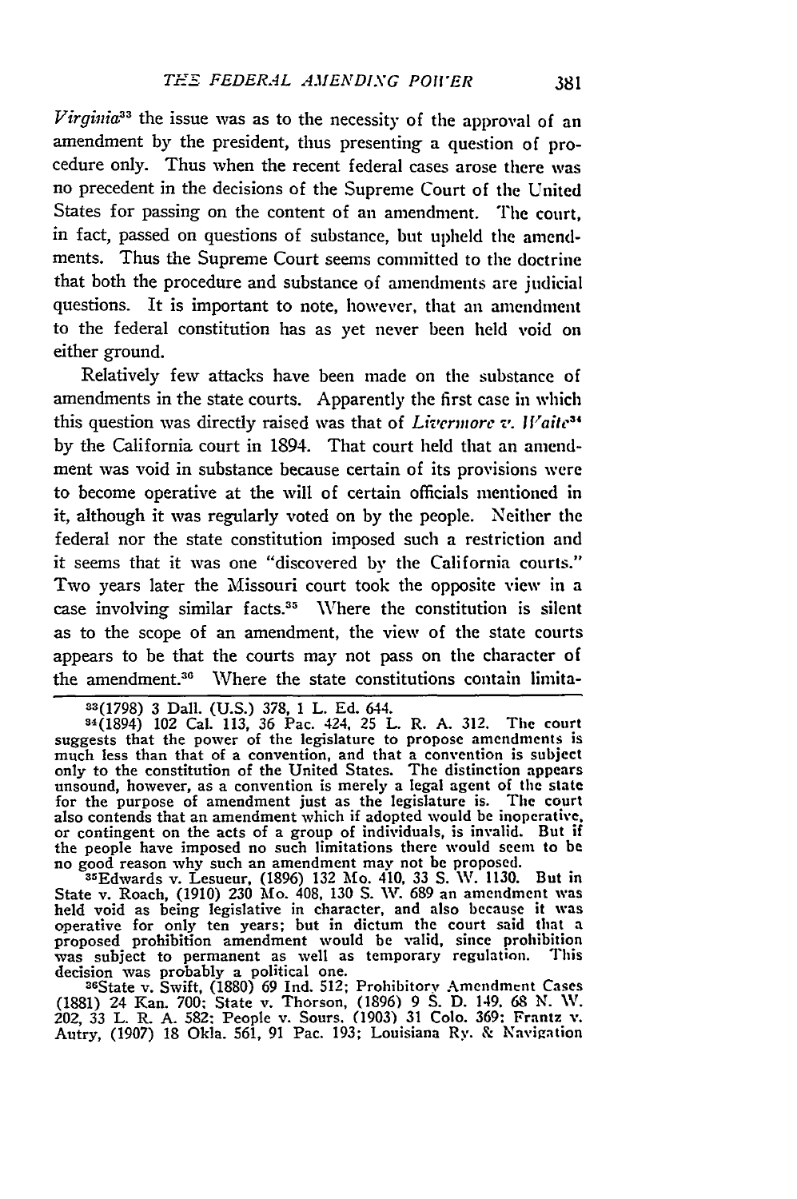*Virginia*[33] the issue was as to the necessity of the approval of an amendment by the president, thus presenting a question of procedure only. Thus when the recent federal cases arose there was no precedent in the decisions of the Supreme Court of the United States for passing on the content of an amendment. The court, in fact, passed on questions of substance, but upheld the amendments. Thus the Supreme Court seems committed to the doctrine that both the procedure and substance of amendments are judicial questions. It is important to note, however, that an amendment to the federal constitution has as yet never been held void on either ground.

Relatively few attacks have been made on the substance of amendments in the state courts. Apparently the first case in which this question was directly raised was that of *Livermore v. Waite*[34] by the California court in 1894. That court held that an amendment was void in substance because certain of its provisions were to become operative at the will of certain officials mentioned in it, although it was regularly voted on by the people. Neither the federal nor the state constitution imposed such a restriction and it seems that it was one "discovered by the California courts." Two years later the Missouri court took the opposite view in a case involving similar facts.[35] Where the constitution is silent as to the scope of an amendment, the view of the state courts appears to be that the courts may not pass on the character of the amendment.[36] Where the state constitutions contain limita-

---

[33](1798) 3 Dall. (U.S.) 378, 1 L. Ed. 644.

[34](1894) 102 Cal. 113, 36 Pac. 424, 25 L. R. A. 312. The court suggests that the power of the legislature to propose amendments is much less than that of a convention, and that a convention is subject only to the constitution of the United States. The distinction appears unsound, however, as a convention is merely a legal agent of the state for the purpose of amendment just as the legislature is. The court also contends that an amendment which if adopted would be inoperative, or contingent on the acts of a group of individuals, is invalid. But if the people have imposed no such limitations there would seem to be no good reason why such an amendment may not be proposed.

[35]Edwards v. Lesueur, (1896) 132 Mo. 410, 33 S. W. 1130. But in State v. Roach, (1910) 230 Mo. 408, 130 S. W. 689 an amendment was held void as being legislative in character, and also because it was operative for only ten years; but in dictum the court said that a proposed prohibition amendment would be valid, since prohibition was subject to permanent as well as temporary regulation. This decision was probably a political one.

[36]State v. Swift, (1880) 69 Ind. 512; Prohibitory Amendment Cases (1881) 24 Kan. 700; State v. Thorson, (1896) 9 S. D. 149, 68 N. W. 202, 33 L. R. A. 582; People v. Sours, (1903) 31 Colo. 369; Frantz v. Autry, (1907) 18 Okla. 561, 91 Pac. 193; Louisiana Ry. & Navigation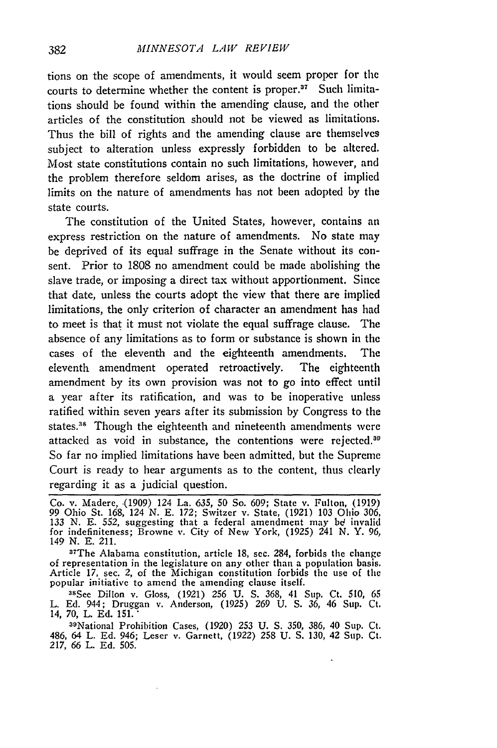tions on the scope of amendments, it would seem proper for the courts to determine whether the content is proper.[37] Such limitations should be found within the amending clause, and the other articles of the constitution should not be viewed as limitations. Thus the bill of rights and the amending clause are themselves subject to alteration unless expressly forbidden to be altered. Most state constitutions contain no such limitations, however, and the problem therefore seldom arises, as the doctrine of implied limits on the nature of amendments has not been adopted by the state courts.

The constitution of the United States, however, contains an express restriction on the nature of amendments. No state may be deprived of its equal suffrage in the Senate without its consent. Prior to 1808 no amendment could be made abolishing the slave trade, or imposing a direct tax without apportionment. Since that date, unless the courts adopt the view that there are implied limitations, the only criterion of character an amendment has had to meet is that it must not violate the equal suffrage clause. The absence of any limitations as to form or substance is shown in the cases of the eleventh and the eighteenth amendments. The eleventh amendment operated retroactively. The eighteenth amendment by its own provision was not to go into effect until a year after its ratification, and was to be inoperative unless ratified within seven years after its submission by Congress to the states.[38] Though the eighteenth and nineteenth amendments were attacked as void in substance, the contentions were rejected.[39] So far no implied limitations have been admitted, but the Supreme Court is ready to hear arguments as to the content, thus clearly regarding it as a judicial question.

---

Co. v. Madere, (1909) 124 La. 635, 50 So. 609; State v. Fulton, (1919) 99 Ohio St. 168, 124 N. E. 172; Switzer v. State, (1921) 103 Ohio 306, 133 N. E. 552, suggesting that a federal amendment may be invalid for indefiniteness; Browne v. City of New York, (1925) 241 N. Y. 96, 149 N. E. 211.

[37]The Alabama constitution, article 18, sec. 284, forbids the change of representation in the legislature on any other than a population basis. Article 17, sec. 2, of the Michigan constitution forbids the use of the popular initiative to amend the amending clause itself.

[38]See Dillon v. Gloss, (1921) 256 U. S. 368, 41 Sup. Ct. 510, 65 L. Ed. 944; Druggan v. Anderson, (1925) 269 U. S. 36, 46 Sup. Ct. 14, 70, L. Ed. 151.

[39]National Prohibition Cases, (1920) 253 U. S. 350, 386, 40 Sup. Ct. 486, 64 L. Ed. 946; Leser v. Garnett, (1922) 258 U. S. 130, 42 Sup. Ct. 217, 66 L. Ed. 505.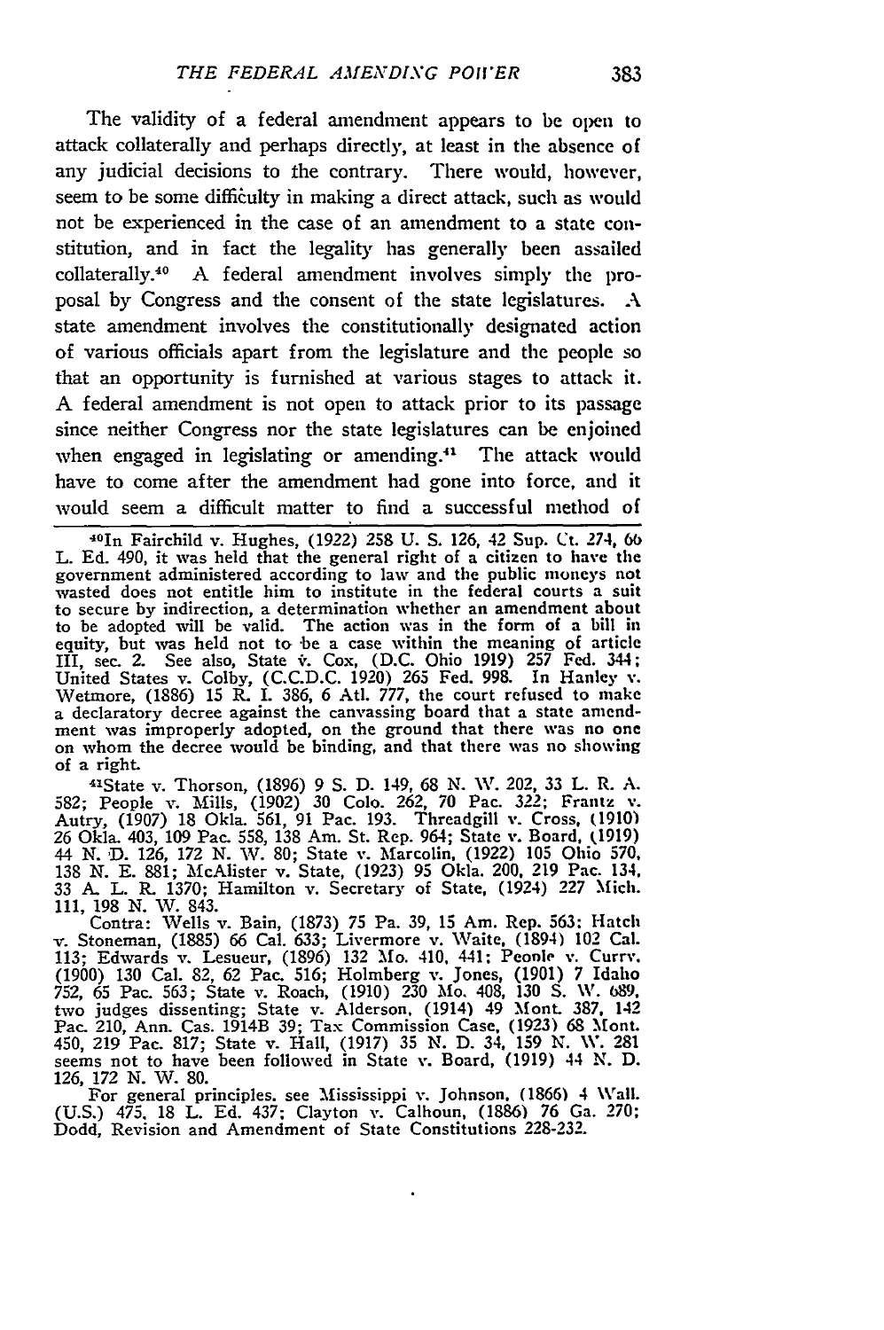The validity of a federal amendment appears to be open to attack collaterally and perhaps directly, at least in the absence of any judicial decisions to the contrary. There would, however, seem to be some difficulty in making a direct attack, such as would not be experienced in the case of an amendment to a state constitution, and in fact the legality has generally been assailed collaterally.[40] A federal amendment involves simply the proposal by Congress and the consent of the state legislatures. A state amendment involves the constitutionally designated action of various officials apart from the legislature and the people so that an opportunity is furnished at various stages to attack it. A federal amendment is not open to attack prior to its passage since neither Congress nor the state legislatures can be enjoined when engaged in legislating or amending.[41] The attack would have to come after the amendment had gone into force, and it would seem a difficult matter to find a successful method of

[40]In Fairchild v. Hughes, (1922) 258 U. S. 126, 42 Sup. Ct. 274, 66 L. Ed. 490, it was held that the general right of a citizen to have the government administered according to law and the public moneys not wasted does not entitle him to institute in the federal courts a suit to secure by indirection, a determination whether an amendment about to be adopted will be valid. The action was in the form of a bill in equity, but was held not to be a case within the meaning of article III, sec. 2. See also, State v. Cox, (D.C. Ohio 1919) 257 Fed. 344; United States v. Colby, (C.C.D.C. 1920) 265 Fed. 998. In Hanley v. Wetmore, (1886) 15 R. I. 386, 6 Atl. 777, the court refused to make a declaratory decree against the canvassing board that a state amendment was improperly adopted, on the ground that there was no one on whom the decree would be binding, and that there was no showing of a right.

[41]State v. Thorson, (1896) 9 S. D. 149, 68 N. W. 202, 33 L. R. A. 582; People v. Mills, (1902) 30 Colo. 262, 70 Pac. 322; Frantz v. Autry, (1907) 18 Okla. 561, 91 Pac. 193. Threadgill v. Cross, (1910) 26 Okla. 403, 109 Pac. 558, 138 Am. St. Rep. 964; State v. Board, (1919) 44 N. D. 126, 172 N. W. 80; State v. Marcolin, (1922) 105 Ohio 570, 138 N. E. 881; McAlister v. State, (1923) 95 Okla. 200, 219 Pac. 134, 33 A. L. R. 1370; Hamilton v. Secretary of State, (1924) 227 Mich. 111, 198 N. W. 843.

Contra: Wells v. Bain, (1873) 75 Pa. 39, 15 Am. Rep. 563: Hatch v. Stoneman, (1885) 66 Cal. 633; Livermore v. Waite, (1894) 102 Cal. 113; Edwards v. Lesueur, (1896) 132 Mo. 410, 441; People v. Curry, (1900) 130 Cal. 82, 62 Pac. 516; Holmberg v. Jones, (1901) 7 Idaho 752, 65 Pac. 563; State v. Roach, (1910) 230 Mo. 408, 130 S. W. 689, two judges dissenting; State v. Alderson, (1914) 49 Mont. 387, 142 Pac. 210, Ann. Cas. 1914B 39; Tax Commission Case, (1923) 68 Mont. 450, 219 Pac. 817; State v. Hall, (1917) 35 N. D. 34, 159 N. W. 281 seems not to have been followed in State v. Board, (1919) 44 N. D. 126, 172 N. W. 80.

For general principles. see Mississippi v. Johnson, (1866) 4 Wall. (U.S.) 475, 18 L. Ed. 437; Clayton v. Calhoun, (1886) 76 Ga. 270; Dodd, Revision and Amendment of State Constitutions 228-232.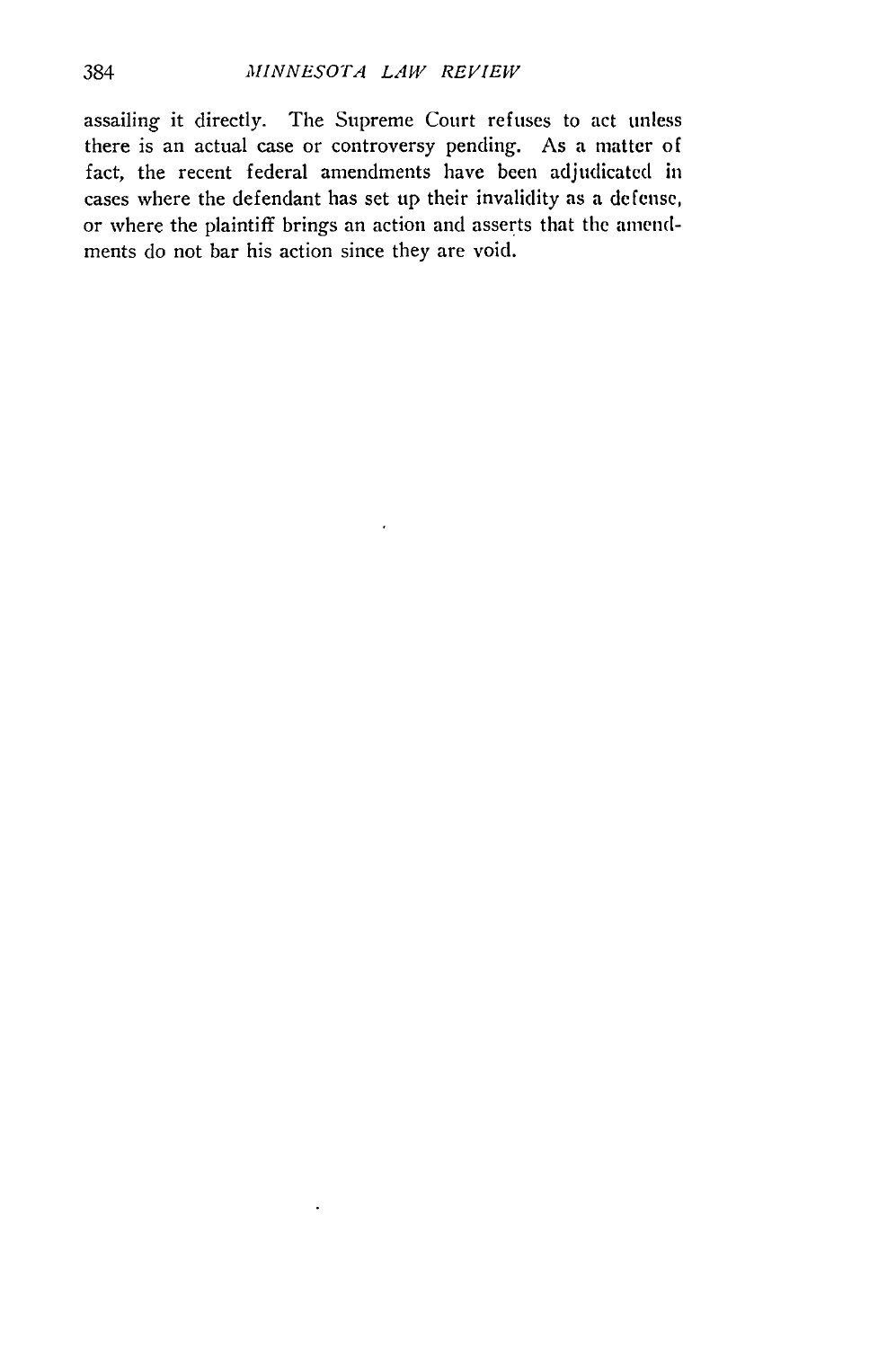assailing it directly. The Supreme Court refuses to act unless there is an actual case or controversy pending. As a matter of fact, the recent federal amendments have been adjudicated in cases where the defendant has set up their invalidity as a defense, or where the plaintiff brings an action and asserts that the amendments do not bar his action since they are void.